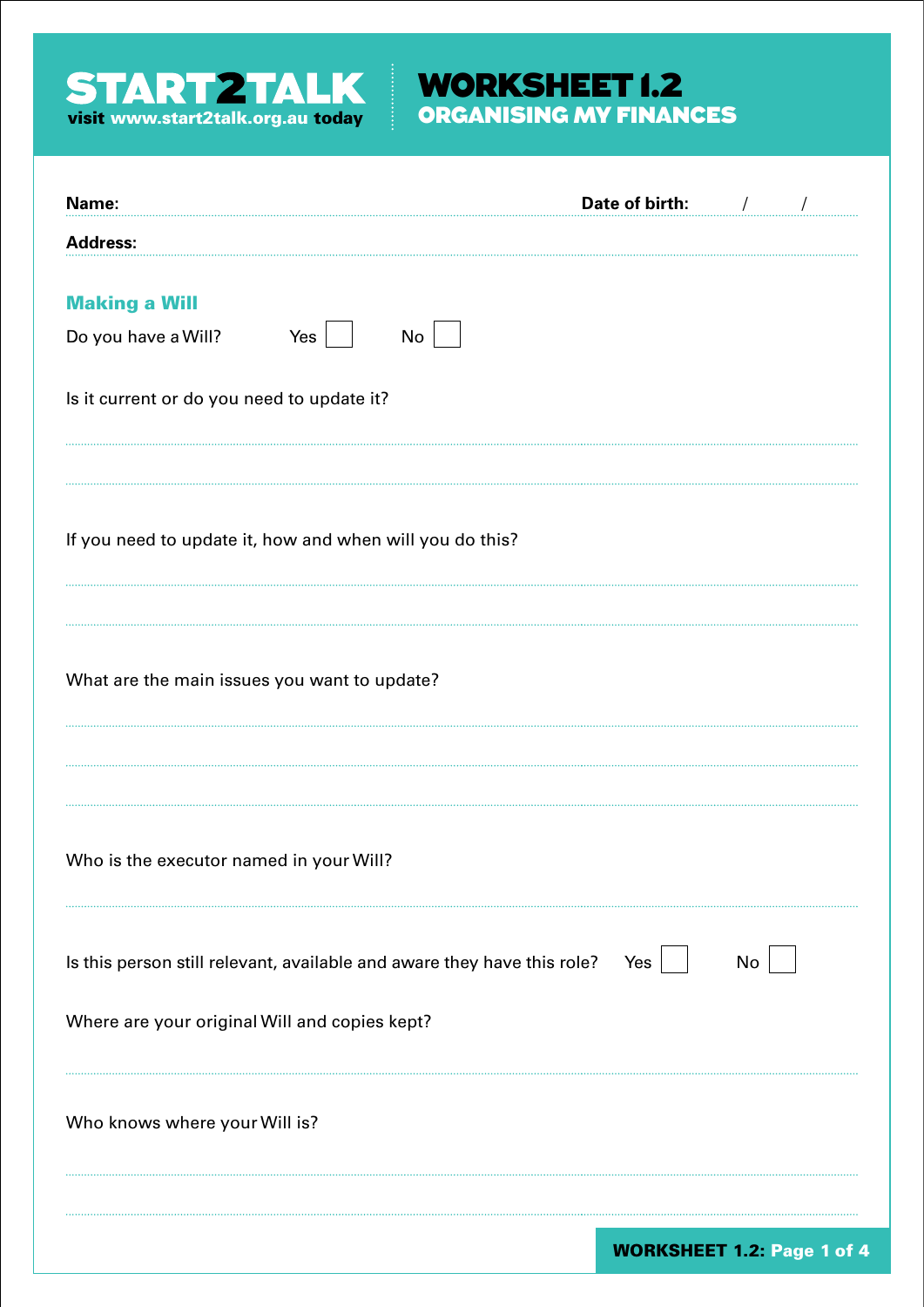**START2TALK**
visit www.start2talk.org.au today

# WORKSHEET 1.2
## ORGANISING MY FINANCES

**Name:** ______________________ **Date of birth:** ____ / ____ / ____

**Address:** ______________________

### Making a Will

Do you have a Will? Yes ☐ No ☐

Is it current or do you need to update it?

______________________

______________________

If you need to update it, how and when will you do this?

______________________

______________________

What are the main issues you want to update?

______________________

______________________

______________________

Who is the executor named in your Will?

______________________

Is this person still relevant, available and aware they have this role? Yes ☐ No ☐

Where are your original Will and copies kept?

______________________

Who knows where your Will is?

______________________

______________________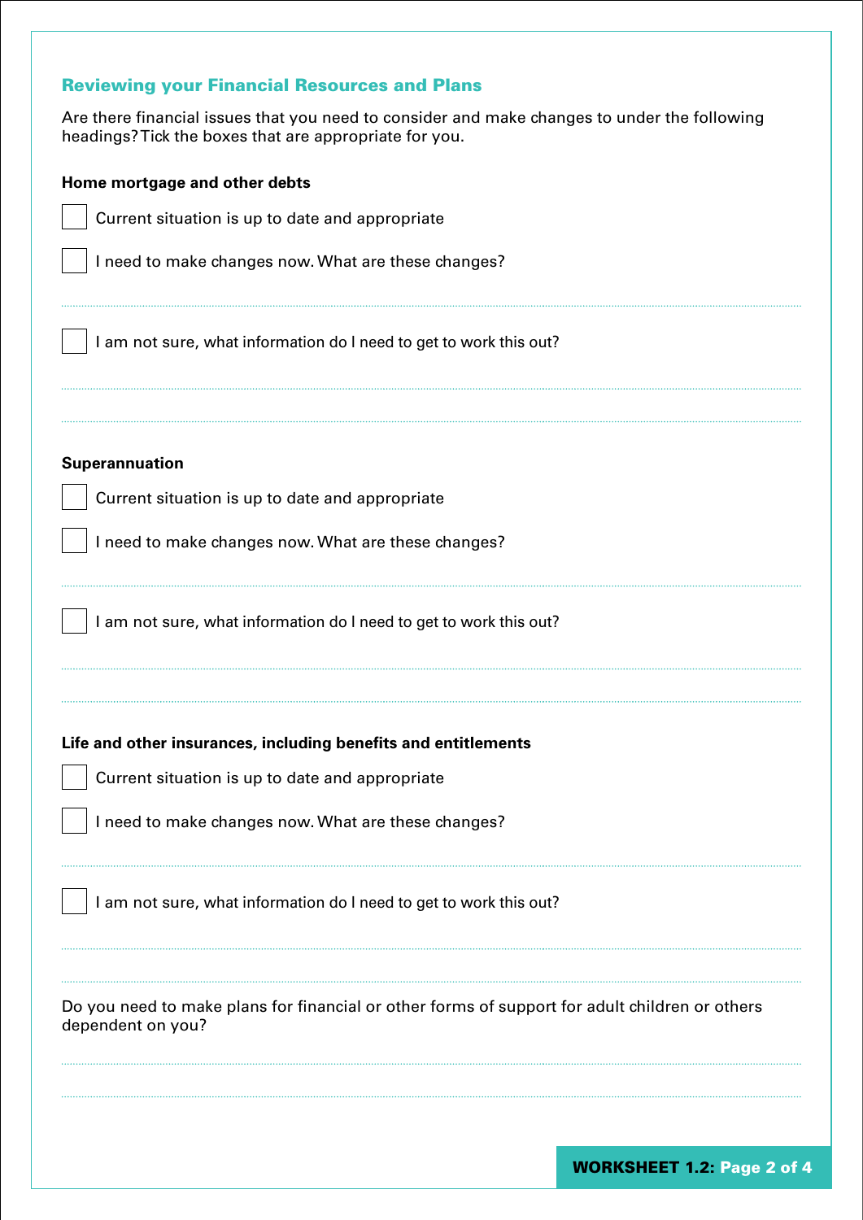## Reviewing your Financial Resources and Plans

Are there financial issues that you need to consider and make changes to under the following headings? Tick the boxes that are appropriate for you.

**Home mortgage and other debts**

- [ ] Current situation is up to date and appropriate
- [ ] I need to make changes now. What are these changes?

- [ ] I am not sure, what information do I need to get to work this out?

**Superannuation**

- [ ] Current situation is up to date and appropriate
- [ ] I need to make changes now. What are these changes?

- [ ] I am not sure, what information do I need to get to work this out?

**Life and other insurances, including benefits and entitlements**

- [ ] Current situation is up to date and appropriate
- [ ] I need to make changes now. What are these changes?

- [ ] I am not sure, what information do I need to get to work this out?

Do you need to make plans for financial or other forms of support for adult children or others dependent on you?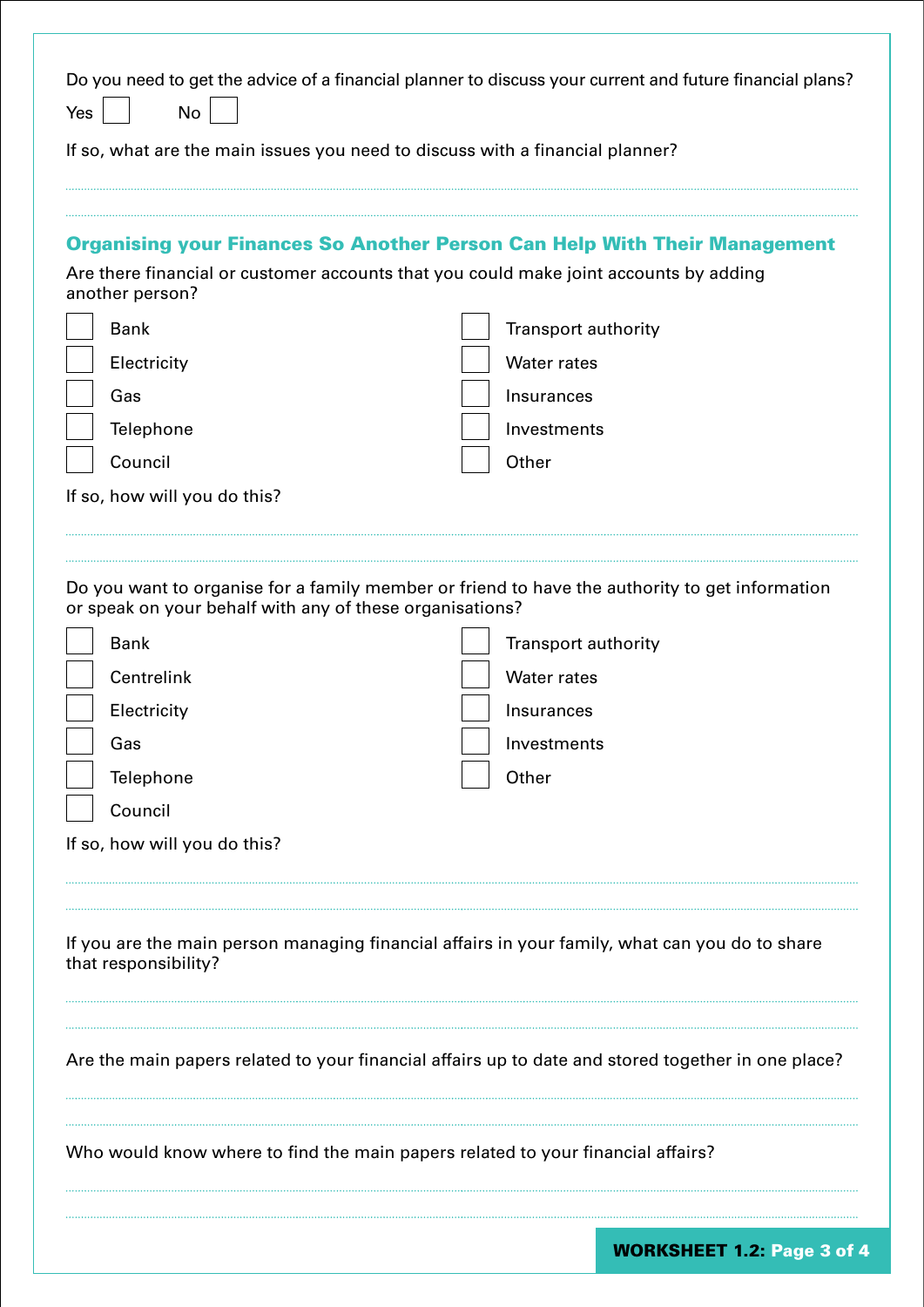Do you need to get the advice of a financial planner to discuss your current and future financial plans?

Yes ☐ No ☐

If so, what are the main issues you need to discuss with a financial planner?

.............................................................................................................................................

.............................................................................................................................................

## Organising your Finances So Another Person Can Help With Their Management

Are there financial or customer accounts that you could make joint accounts by adding another person?

- ☐ Bank
- ☐ Electricity
- ☐ Gas
- ☐ Telephone
- ☐ Council
- ☐ Transport authority
- ☐ Water rates
- ☐ Insurances
- ☐ Investments
- ☐ Other

If so, how will you do this?

.............................................................................................................................................

.............................................................................................................................................

Do you want to organise for a family member or friend to have the authority to get information or speak on your behalf with any of these organisations?

- ☐ Bank
- ☐ Centrelink
- ☐ Electricity
- ☐ Gas
- ☐ Telephone
- ☐ Council
- ☐ Transport authority
- ☐ Water rates
- ☐ Insurances
- ☐ Investments
- ☐ Other

If so, how will you do this?

.............................................................................................................................................

.............................................................................................................................................

If you are the main person managing financial affairs in your family, what can you do to share that responsibility?

.............................................................................................................................................

.............................................................................................................................................

Are the main papers related to your financial affairs up to date and stored together in one place?

.............................................................................................................................................

.............................................................................................................................................

Who would know where to find the main papers related to your financial affairs?

.............................................................................................................................................

.............................................................................................................................................

**WORKSHEET 1.2:**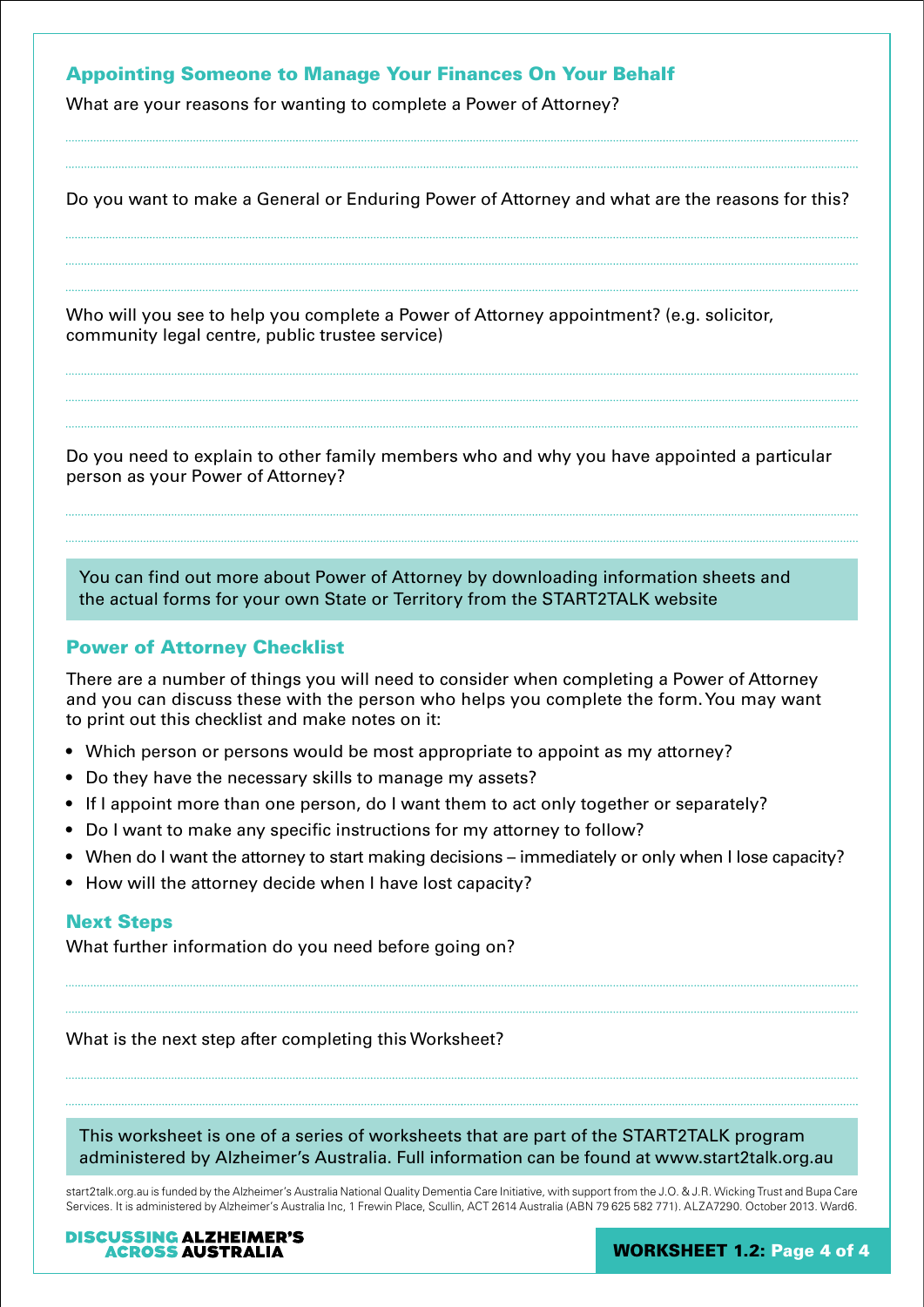## Appointing Someone to Manage Your Finances On Your Behalf

What are your reasons for wanting to complete a Power of Attorney?

Do you want to make a General or Enduring Power of Attorney and what are the reasons for this?

Who will you see to help you complete a Power of Attorney appointment? (e.g. solicitor, community legal centre, public trustee service)

Do you need to explain to other family members who and why you have appointed a particular person as your Power of Attorney?

You can find out more about Power of Attorney by downloading information sheets and the actual forms for your own State or Territory from the START2TALK website

## Power of Attorney Checklist

There are a number of things you will need to consider when completing a Power of Attorney and you can discuss these with the person who helps you complete the form. You may want to print out this checklist and make notes on it:

- Which person or persons would be most appropriate to appoint as my attorney?
- Do they have the necessary skills to manage my assets?
- If I appoint more than one person, do I want them to act only together or separately?
- Do I want to make any specific instructions for my attorney to follow?
- When do I want the attorney to start making decisions – immediately or only when I lose capacity?
- How will the attorney decide when I have lost capacity?

## Next Steps

What further information do you need before going on?

What is the next step after completing this Worksheet?

This worksheet is one of a series of worksheets that are part of the START2TALK program administered by Alzheimer's Australia. Full information can be found at www.start2talk.org.au

start2talk.org.au is funded by the Alzheimer's Australia National Quality Dementia Care Initiative, with support from the J.O. & J.R. Wicking Trust and Bupa Care Services. It is administered by Alzheimer's Australia Inc, 1 Frewin Place, Scullin, ACT 2614 Australia (ABN 79 625 582 771). ALZA7290. October 2013. Ward6.

DISCUSSING ALZHEIMER'S ACROSS AUSTRALIA

WORKSHEET 1.2